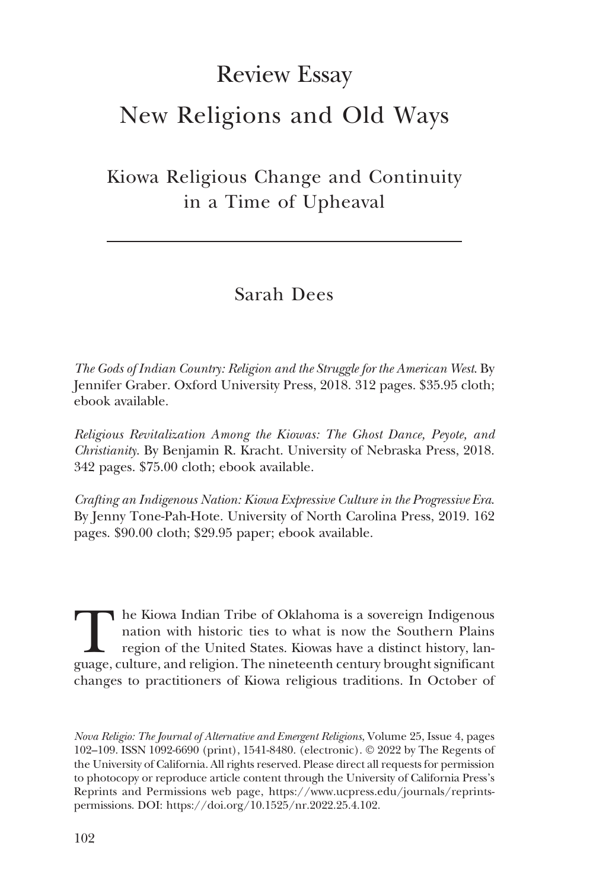# Review Essay

# New Religions and Old Ways

## Kiowa Religious Change and Continuity in a Time of Upheaval

Sarah Dees

*The Gods of Indian Country: Religion and the Struggle for the American West*. By Jennifer Graber. Oxford University Press, 2018. 312 pages. $35.95 cloth; ebook available.

*Religious Revitalization Among the Kiowas: The Ghost Dance, Peyote, and Christianity*. By Benjamin R. Kracht. University of Nebraska Press, 2018. 342 pages. $75.00 cloth; ebook available.

*Crafting an Indigenous Nation: Kiowa Expressive Culture in the Progressive Era*. By Jenny Tone-Pah-Hote. University of North Carolina Press, 2019. 162 pages. $90.00 cloth; $29.95 paper; ebook available.

The Kiowa Indian Tribe of Oklahoma is a sovereign Indigenous nation with historic ties to what is now the Southern Plains region of the United States. Kiowas have a distinct history, language, culture, and religion. The nineteenth century brought significant changes to practitioners of Kiowa religious traditions. In October of

*Nova Religio: The Journal of Alternative and Emergent Religions*, Volume 25, Issue 4, pages 102–109. ISSN 1092-6690 (print), 1541-8480. (electronic). © 2022 by The Regents of the University of California. All rights reserved. Please direct all requests for permission to photocopy or reproduce article content through the University of California Press's Reprints and Permissions web page, https://www.ucpress.edu/journals/reprints-permissions. DOI: https://doi.org/10.1525/nr.2022.25.4.102.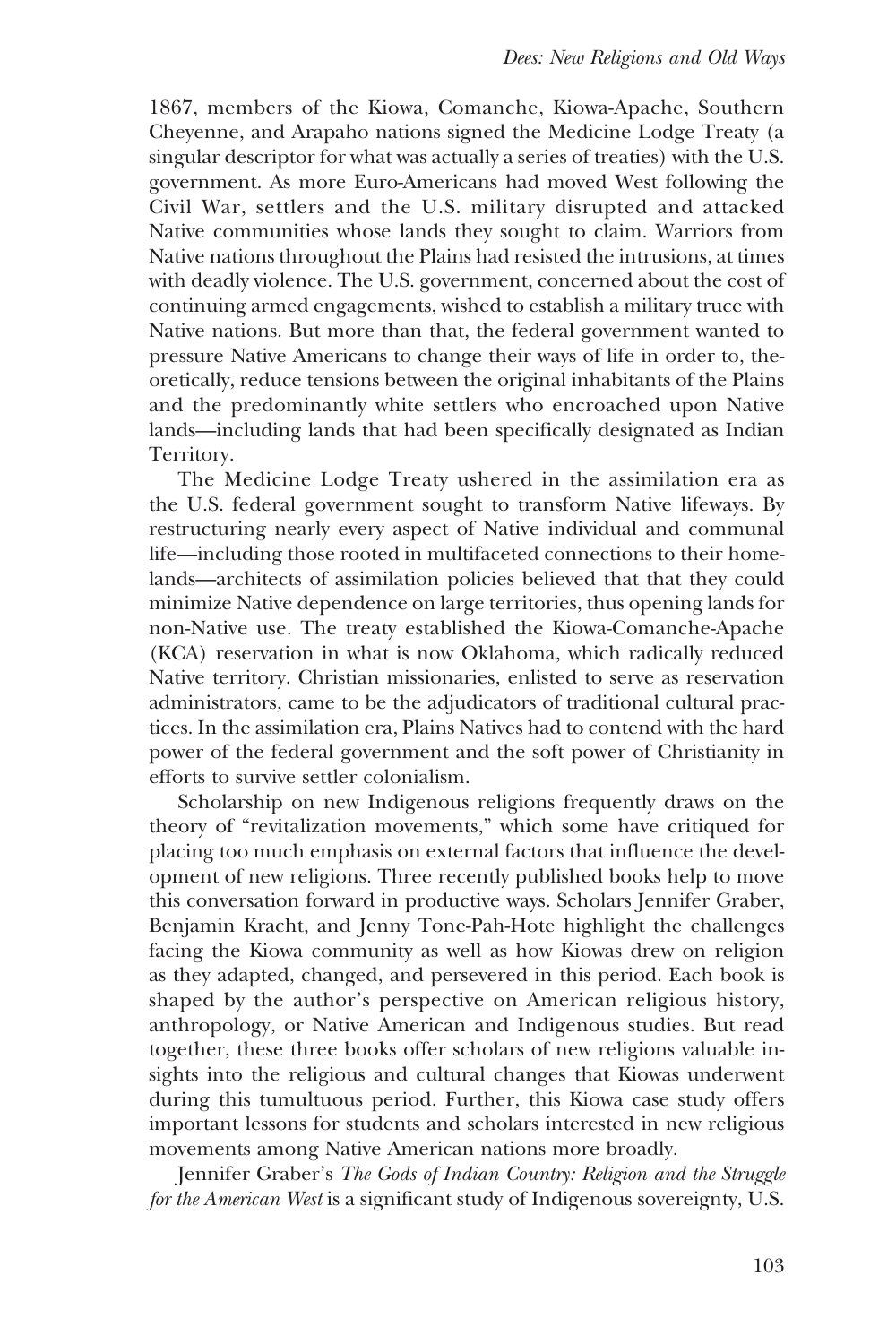1867, members of the Kiowa, Comanche, Kiowa-Apache, Southern Cheyenne, and Arapaho nations signed the Medicine Lodge Treaty (a singular descriptor for what was actually a series of treaties) with the U.S. government. As more Euro-Americans had moved West following the Civil War, settlers and the U.S. military disrupted and attacked Native communities whose lands they sought to claim. Warriors from Native nations throughout the Plains had resisted the intrusions, at times with deadly violence. The U.S. government, concerned about the cost of continuing armed engagements, wished to establish a military truce with Native nations. But more than that, the federal government wanted to pressure Native Americans to change their ways of life in order to, theoretically, reduce tensions between the original inhabitants of the Plains and the predominantly white settlers who encroached upon Native lands—including lands that had been specifically designated as Indian Territory.

The Medicine Lodge Treaty ushered in the assimilation era as the U.S. federal government sought to transform Native lifeways. By restructuring nearly every aspect of Native individual and communal life—including those rooted in multifaceted connections to their homelands—architects of assimilation policies believed that that they could minimize Native dependence on large territories, thus opening lands for non-Native use. The treaty established the Kiowa-Comanche-Apache (KCA) reservation in what is now Oklahoma, which radically reduced Native territory. Christian missionaries, enlisted to serve as reservation administrators, came to be the adjudicators of traditional cultural practices. In the assimilation era, Plains Natives had to contend with the hard power of the federal government and the soft power of Christianity in efforts to survive settler colonialism.

Scholarship on new Indigenous religions frequently draws on the theory of "revitalization movements," which some have critiqued for placing too much emphasis on external factors that influence the development of new religions. Three recently published books help to move this conversation forward in productive ways. Scholars Jennifer Graber, Benjamin Kracht, and Jenny Tone-Pah-Hote highlight the challenges facing the Kiowa community as well as how Kiowas drew on religion as they adapted, changed, and persevered in this period. Each book is shaped by the author's perspective on American religious history, anthropology, or Native American and Indigenous studies. But read together, these three books offer scholars of new religions valuable insights into the religious and cultural changes that Kiowas underwent during this tumultuous period. Further, this Kiowa case study offers important lessons for students and scholars interested in new religious movements among Native American nations more broadly.

Jennifer Graber's *The Gods of Indian Country: Religion and the Struggle for the American West* is a significant study of Indigenous sovereignty, U.S.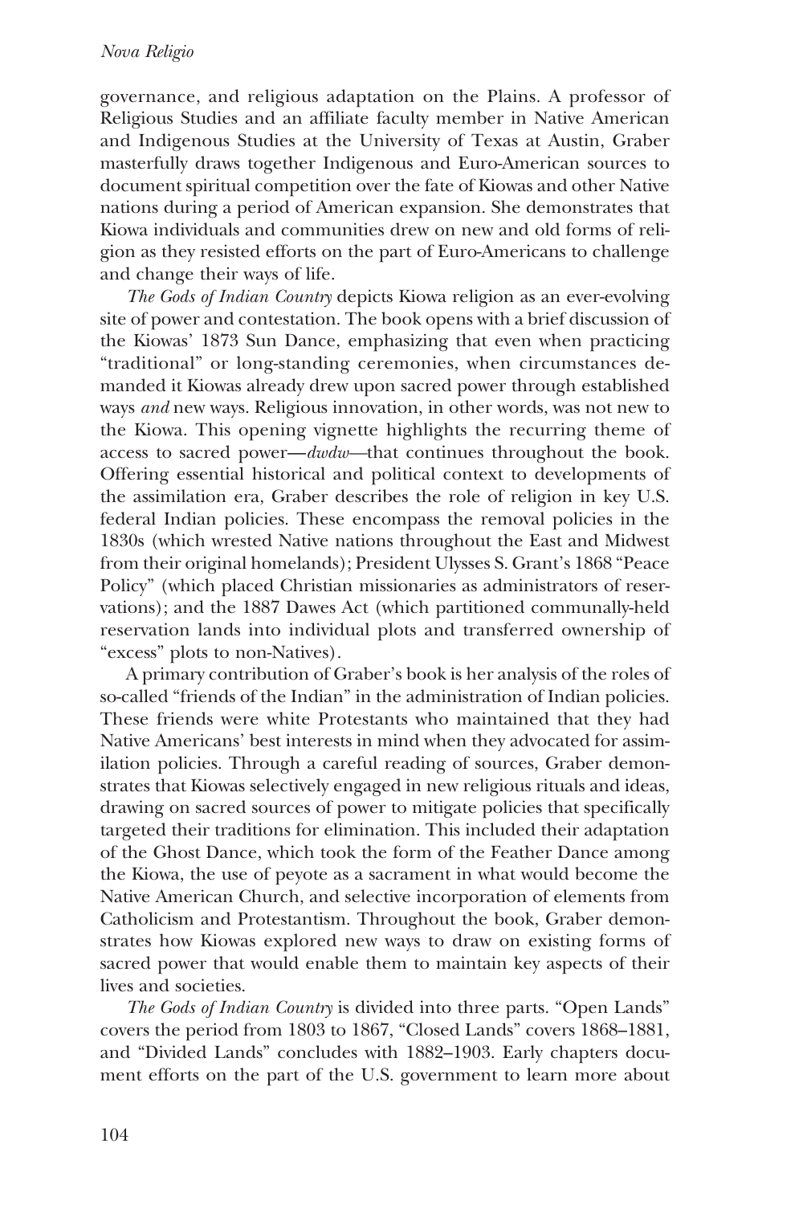governance, and religious adaptation on the Plains. A professor of Religious Studies and an affiliate faculty member in Native American and Indigenous Studies at the University of Texas at Austin, Graber masterfully draws together Indigenous and Euro-American sources to document spiritual competition over the fate of Kiowas and other Native nations during a period of American expansion. She demonstrates that Kiowa individuals and communities drew on new and old forms of religion as they resisted efforts on the part of Euro-Americans to challenge and change their ways of life.

*The Gods of Indian Country* depicts Kiowa religion as an ever-evolving site of power and contestation. The book opens with a brief discussion of the Kiowas' 1873 Sun Dance, emphasizing that even when practicing "traditional" or long-standing ceremonies, when circumstances demanded it Kiowas already drew upon sacred power through established ways *and* new ways. Religious innovation, in other words, was not new to the Kiowa. This opening vignette highlights the recurring theme of access to sacred power—*dwdw*—that continues throughout the book. Offering essential historical and political context to developments of the assimilation era, Graber describes the role of religion in key U.S. federal Indian policies. These encompass the removal policies in the 1830s (which wrested Native nations throughout the East and Midwest from their original homelands); President Ulysses S. Grant's 1868 "Peace Policy" (which placed Christian missionaries as administrators of reservations); and the 1887 Dawes Act (which partitioned communally-held reservation lands into individual plots and transferred ownership of "excess" plots to non-Natives).

A primary contribution of Graber's book is her analysis of the roles of so-called "friends of the Indian" in the administration of Indian policies. These friends were white Protestants who maintained that they had Native Americans' best interests in mind when they advocated for assimilation policies. Through a careful reading of sources, Graber demonstrates that Kiowas selectively engaged in new religious rituals and ideas, drawing on sacred sources of power to mitigate policies that specifically targeted their traditions for elimination. This included their adaptation of the Ghost Dance, which took the form of the Feather Dance among the Kiowa, the use of peyote as a sacrament in what would become the Native American Church, and selective incorporation of elements from Catholicism and Protestantism. Throughout the book, Graber demonstrates how Kiowas explored new ways to draw on existing forms of sacred power that would enable them to maintain key aspects of their lives and societies.

*The Gods of Indian Country* is divided into three parts. "Open Lands" covers the period from 1803 to 1867, "Closed Lands" covers 1868–1881, and "Divided Lands" concludes with 1882–1903. Early chapters document efforts on the part of the U.S. government to learn more about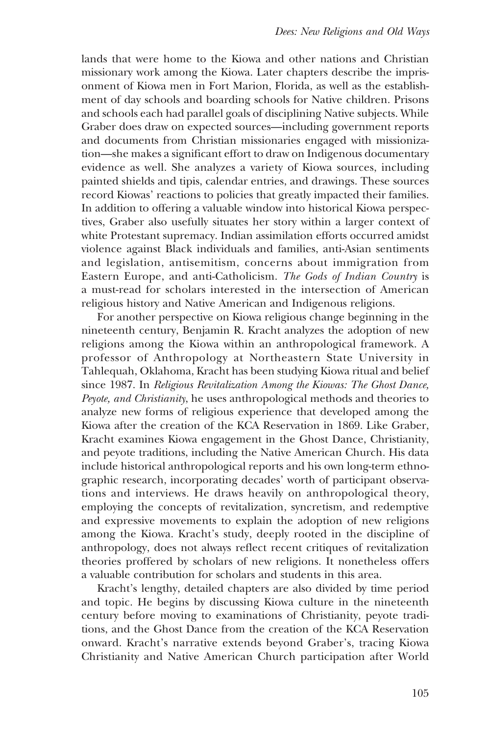lands that were home to the Kiowa and other nations and Christian missionary work among the Kiowa. Later chapters describe the imprisonment of Kiowa men in Fort Marion, Florida, as well as the establishment of day schools and boarding schools for Native children. Prisons and schools each had parallel goals of disciplining Native subjects. While Graber does draw on expected sources—including government reports and documents from Christian missionaries engaged with missionization—she makes a significant effort to draw on Indigenous documentary evidence as well. She analyzes a variety of Kiowa sources, including painted shields and tipis, calendar entries, and drawings. These sources record Kiowas' reactions to policies that greatly impacted their families. In addition to offering a valuable window into historical Kiowa perspectives, Graber also usefully situates her story within a larger context of white Protestant supremacy. Indian assimilation efforts occurred amidst violence against Black individuals and families, anti-Asian sentiments and legislation, antisemitism, concerns about immigration from Eastern Europe, and anti-Catholicism. *The Gods of Indian Country* is a must-read for scholars interested in the intersection of American religious history and Native American and Indigenous religions.

For another perspective on Kiowa religious change beginning in the nineteenth century, Benjamin R. Kracht analyzes the adoption of new religions among the Kiowa within an anthropological framework. A professor of Anthropology at Northeastern State University in Tahlequah, Oklahoma, Kracht has been studying Kiowa ritual and belief since 1987. In *Religious Revitalization Among the Kiowas: The Ghost Dance, Peyote, and Christianity*, he uses anthropological methods and theories to analyze new forms of religious experience that developed among the Kiowa after the creation of the KCA Reservation in 1869. Like Graber, Kracht examines Kiowa engagement in the Ghost Dance, Christianity, and peyote traditions, including the Native American Church. His data include historical anthropological reports and his own long-term ethnographic research, incorporating decades' worth of participant observations and interviews. He draws heavily on anthropological theory, employing the concepts of revitalization, syncretism, and redemptive and expressive movements to explain the adoption of new religions among the Kiowa. Kracht's study, deeply rooted in the discipline of anthropology, does not always reflect recent critiques of revitalization theories proffered by scholars of new religions. It nonetheless offers a valuable contribution for scholars and students in this area.

Kracht's lengthy, detailed chapters are also divided by time period and topic. He begins by discussing Kiowa culture in the nineteenth century before moving to examinations of Christianity, peyote traditions, and the Ghost Dance from the creation of the KCA Reservation onward. Kracht's narrative extends beyond Graber's, tracing Kiowa Christianity and Native American Church participation after World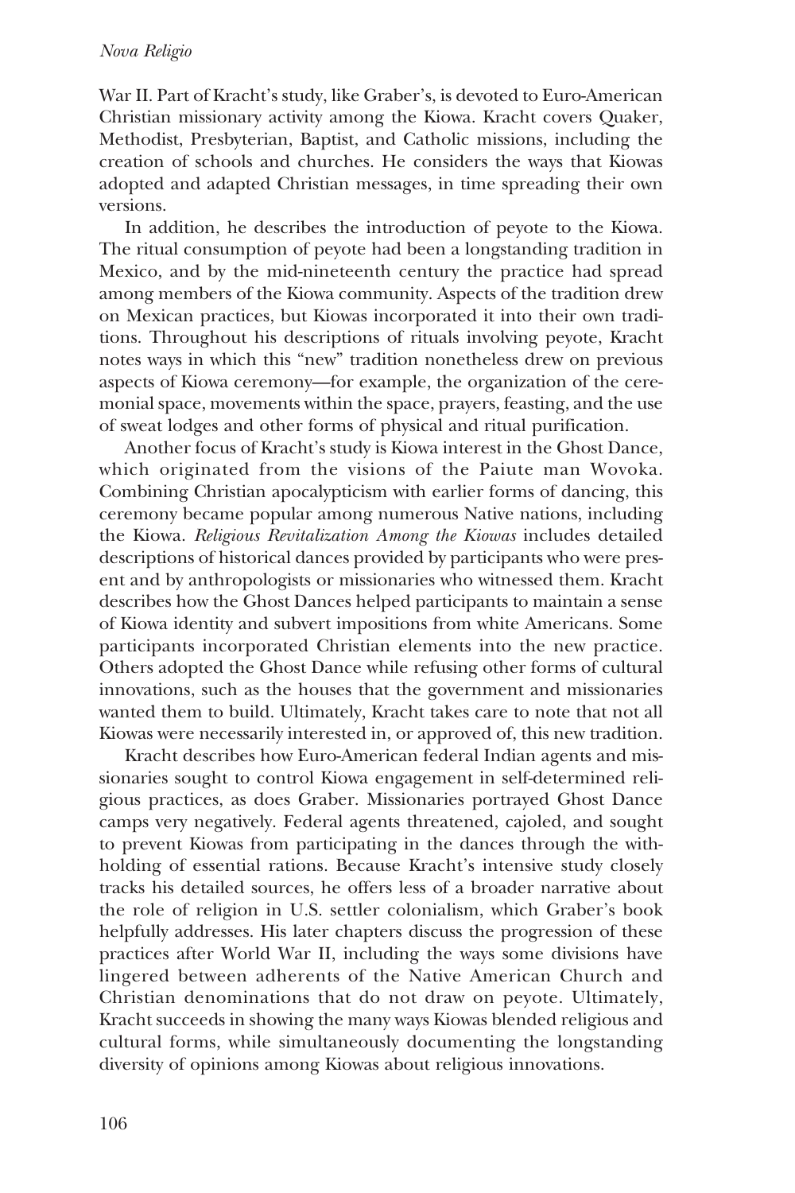War II. Part of Kracht's study, like Graber's, is devoted to Euro-American Christian missionary activity among the Kiowa. Kracht covers Quaker, Methodist, Presbyterian, Baptist, and Catholic missions, including the creation of schools and churches. He considers the ways that Kiowas adopted and adapted Christian messages, in time spreading their own versions.

In addition, he describes the introduction of peyote to the Kiowa. The ritual consumption of peyote had been a longstanding tradition in Mexico, and by the mid-nineteenth century the practice had spread among members of the Kiowa community. Aspects of the tradition drew on Mexican practices, but Kiowas incorporated it into their own traditions. Throughout his descriptions of rituals involving peyote, Kracht notes ways in which this "new" tradition nonetheless drew on previous aspects of Kiowa ceremony—for example, the organization of the ceremonial space, movements within the space, prayers, feasting, and the use of sweat lodges and other forms of physical and ritual purification.

Another focus of Kracht's study is Kiowa interest in the Ghost Dance, which originated from the visions of the Paiute man Wovoka. Combining Christian apocalypticism with earlier forms of dancing, this ceremony became popular among numerous Native nations, including the Kiowa. *Religious Revitalization Among the Kiowas* includes detailed descriptions of historical dances provided by participants who were present and by anthropologists or missionaries who witnessed them. Kracht describes how the Ghost Dances helped participants to maintain a sense of Kiowa identity and subvert impositions from white Americans. Some participants incorporated Christian elements into the new practice. Others adopted the Ghost Dance while refusing other forms of cultural innovations, such as the houses that the government and missionaries wanted them to build. Ultimately, Kracht takes care to note that not all Kiowas were necessarily interested in, or approved of, this new tradition.

Kracht describes how Euro-American federal Indian agents and missionaries sought to control Kiowa engagement in self-determined religious practices, as does Graber. Missionaries portrayed Ghost Dance camps very negatively. Federal agents threatened, cajoled, and sought to prevent Kiowas from participating in the dances through the withholding of essential rations. Because Kracht's intensive study closely tracks his detailed sources, he offers less of a broader narrative about the role of religion in U.S. settler colonialism, which Graber's book helpfully addresses. His later chapters discuss the progression of these practices after World War II, including the ways some divisions have lingered between adherents of the Native American Church and Christian denominations that do not draw on peyote. Ultimately, Kracht succeeds in showing the many ways Kiowas blended religious and cultural forms, while simultaneously documenting the longstanding diversity of opinions among Kiowas about religious innovations.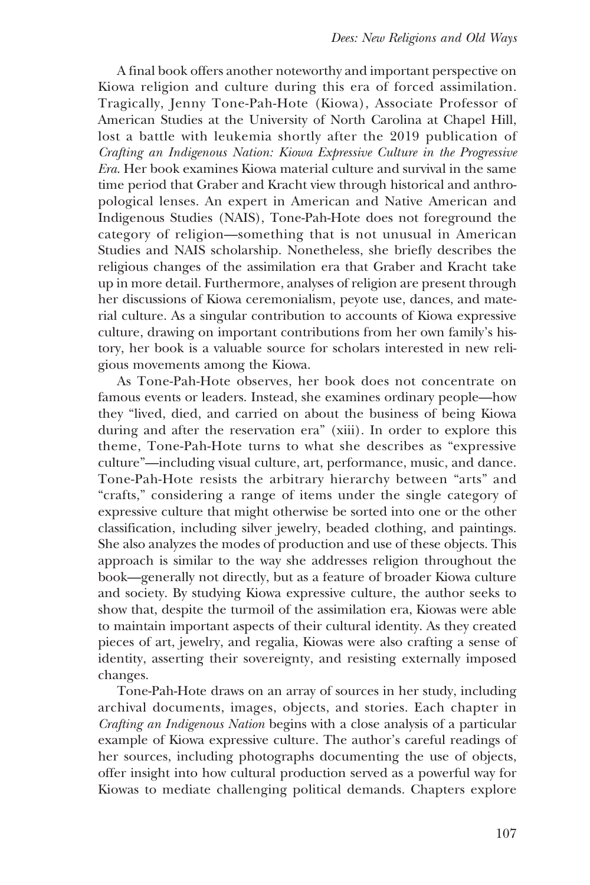A final book offers another noteworthy and important perspective on Kiowa religion and culture during this era of forced assimilation. Tragically, Jenny Tone-Pah-Hote (Kiowa), Associate Professor of American Studies at the University of North Carolina at Chapel Hill, lost a battle with leukemia shortly after the 2019 publication of *Crafting an Indigenous Nation: Kiowa Expressive Culture in the Progressive Era*. Her book examines Kiowa material culture and survival in the same time period that Graber and Kracht view through historical and anthropological lenses. An expert in American and Native American and Indigenous Studies (NAIS), Tone-Pah-Hote does not foreground the category of religion—something that is not unusual in American Studies and NAIS scholarship. Nonetheless, she briefly describes the religious changes of the assimilation era that Graber and Kracht take up in more detail. Furthermore, analyses of religion are present through her discussions of Kiowa ceremonialism, peyote use, dances, and material culture. As a singular contribution to accounts of Kiowa expressive culture, drawing on important contributions from her own family's history, her book is a valuable source for scholars interested in new religious movements among the Kiowa.

As Tone-Pah-Hote observes, her book does not concentrate on famous events or leaders. Instead, she examines ordinary people—how they "lived, died, and carried on about the business of being Kiowa during and after the reservation era" (xiii). In order to explore this theme, Tone-Pah-Hote turns to what she describes as "expressive culture"—including visual culture, art, performance, music, and dance. Tone-Pah-Hote resists the arbitrary hierarchy between "arts" and "crafts," considering a range of items under the single category of expressive culture that might otherwise be sorted into one or the other classification, including silver jewelry, beaded clothing, and paintings. She also analyzes the modes of production and use of these objects. This approach is similar to the way she addresses religion throughout the book—generally not directly, but as a feature of broader Kiowa culture and society. By studying Kiowa expressive culture, the author seeks to show that, despite the turmoil of the assimilation era, Kiowas were able to maintain important aspects of their cultural identity. As they created pieces of art, jewelry, and regalia, Kiowas were also crafting a sense of identity, asserting their sovereignty, and resisting externally imposed changes.

Tone-Pah-Hote draws on an array of sources in her study, including archival documents, images, objects, and stories. Each chapter in *Crafting an Indigenous Nation* begins with a close analysis of a particular example of Kiowa expressive culture. The author's careful readings of her sources, including photographs documenting the use of objects, offer insight into how cultural production served as a powerful way for Kiowas to mediate challenging political demands. Chapters explore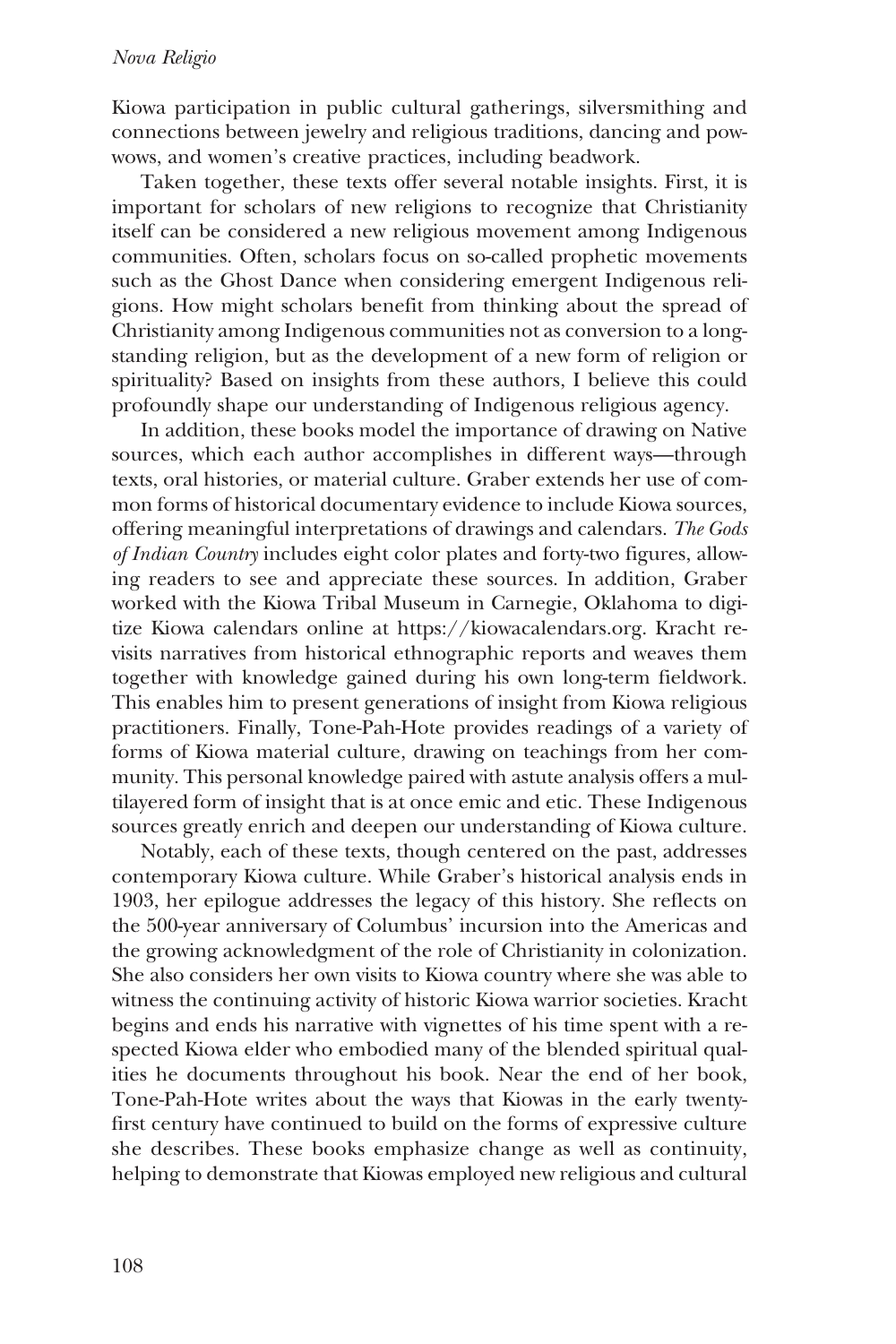Kiowa participation in public cultural gatherings, silversmithing and connections between jewelry and religious traditions, dancing and powwows, and women's creative practices, including beadwork.

Taken together, these texts offer several notable insights. First, it is important for scholars of new religions to recognize that Christianity itself can be considered a new religious movement among Indigenous communities. Often, scholars focus on so-called prophetic movements such as the Ghost Dance when considering emergent Indigenous religions. How might scholars benefit from thinking about the spread of Christianity among Indigenous communities not as conversion to a longstanding religion, but as the development of a new form of religion or spirituality? Based on insights from these authors, I believe this could profoundly shape our understanding of Indigenous religious agency.

In addition, these books model the importance of drawing on Native sources, which each author accomplishes in different ways—through texts, oral histories, or material culture. Graber extends her use of common forms of historical documentary evidence to include Kiowa sources, offering meaningful interpretations of drawings and calendars. *The Gods of Indian Country* includes eight color plates and forty-two figures, allowing readers to see and appreciate these sources. In addition, Graber worked with the Kiowa Tribal Museum in Carnegie, Oklahoma to digitize Kiowa calendars online at https://kiowacalendars.org. Kracht revisits narratives from historical ethnographic reports and weaves them together with knowledge gained during his own long-term fieldwork. This enables him to present generations of insight from Kiowa religious practitioners. Finally, Tone-Pah-Hote provides readings of a variety of forms of Kiowa material culture, drawing on teachings from her community. This personal knowledge paired with astute analysis offers a multilayered form of insight that is at once emic and etic. These Indigenous sources greatly enrich and deepen our understanding of Kiowa culture.

Notably, each of these texts, though centered on the past, addresses contemporary Kiowa culture. While Graber's historical analysis ends in 1903, her epilogue addresses the legacy of this history. She reflects on the 500-year anniversary of Columbus' incursion into the Americas and the growing acknowledgment of the role of Christianity in colonization. She also considers her own visits to Kiowa country where she was able to witness the continuing activity of historic Kiowa warrior societies. Kracht begins and ends his narrative with vignettes of his time spent with a respected Kiowa elder who embodied many of the blended spiritual qualities he documents throughout his book. Near the end of her book, Tone-Pah-Hote writes about the ways that Kiowas in the early twenty-first century have continued to build on the forms of expressive culture she describes. These books emphasize change as well as continuity, helping to demonstrate that Kiowas employed new religious and cultural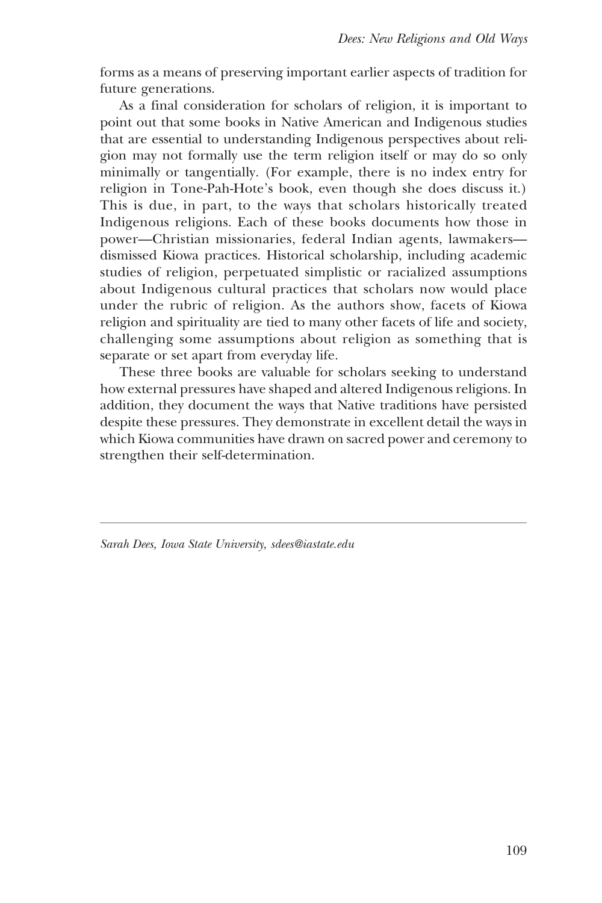forms as a means of preserving important earlier aspects of tradition for future generations.

As a final consideration for scholars of religion, it is important to point out that some books in Native American and Indigenous studies that are essential to understanding Indigenous perspectives about religion may not formally use the term religion itself or may do so only minimally or tangentially. (For example, there is no index entry for religion in Tone-Pah-Hote's book, even though she does discuss it.) This is due, in part, to the ways that scholars historically treated Indigenous religions. Each of these books documents how those in power—Christian missionaries, federal Indian agents, lawmakers—dismissed Kiowa practices. Historical scholarship, including academic studies of religion, perpetuated simplistic or racialized assumptions about Indigenous cultural practices that scholars now would place under the rubric of religion. As the authors show, facets of Kiowa religion and spirituality are tied to many other facets of life and society, challenging some assumptions about religion as something that is separate or set apart from everyday life.

These three books are valuable for scholars seeking to understand how external pressures have shaped and altered Indigenous religions. In addition, they document the ways that Native traditions have persisted despite these pressures. They demonstrate in excellent detail the ways in which Kiowa communities have drawn on sacred power and ceremony to strengthen their self-determination.

---

*Sarah Dees, Iowa State University, sdees@iastate.edu*